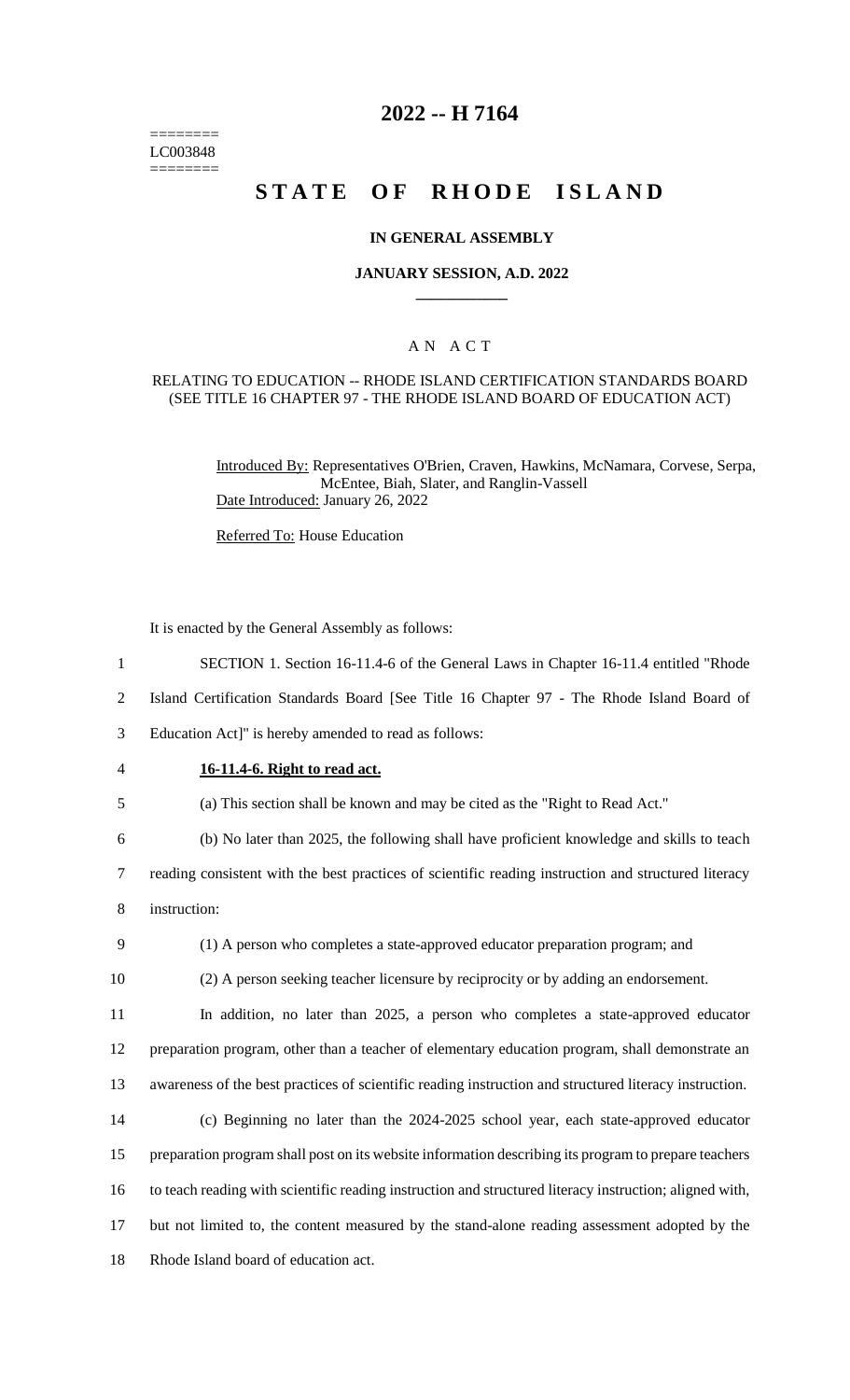========
LC003848
========

# 2022 -- H 7164

# STATE OF RHODE ISLAND

## IN GENERAL ASSEMBLY

### JANUARY SESSION, A.D. 2022

____________

A N A C T

RELATING TO EDUCATION -- RHODE ISLAND CERTIFICATION STANDARDS BOARD (SEE TITLE 16 CHAPTER 97 - THE RHODE ISLAND BOARD OF EDUCATION ACT)

Introduced By: Representatives O'Brien, Craven, Hawkins, McNamara, Corvese, Serpa, McEntee, Biah, Slater, and Ranglin-Vassell

Date Introduced: January 26, 2022

Referred To: House Education

It is enacted by the General Assembly as follows:

1 SECTION 1. Section 16-11.4-6 of the General Laws in Chapter 16-11.4 entitled "Rhode
2 Island Certification Standards Board [See Title 16 Chapter 97 - The Rhode Island Board of
3 Education Act]" is hereby amended to read as follows:

4 **16-11.4-6. Right to read act.**

5 (a) This section shall be known and may be cited as the "Right to Read Act."

6 (b) No later than 2025, the following shall have proficient knowledge and skills to teach
7 reading consistent with the best practices of scientific reading instruction and structured literacy
8 instruction:

9 (1) A person who completes a state-approved educator preparation program; and

10 (2) A person seeking teacher licensure by reciprocity or by adding an endorsement.

11 In addition, no later than 2025, a person who completes a state-approved educator
12 preparation program, other than a teacher of elementary education program, shall demonstrate an
13 awareness of the best practices of scientific reading instruction and structured literacy instruction.

14 (c) Beginning no later than the 2024-2025 school year, each state-approved educator
15 preparation program shall post on its website information describing its program to prepare teachers
16 to teach reading with scientific reading instruction and structured literacy instruction; aligned with,
17 but not limited to, the content measured by the stand-alone reading assessment adopted by the
18 Rhode Island board of education act.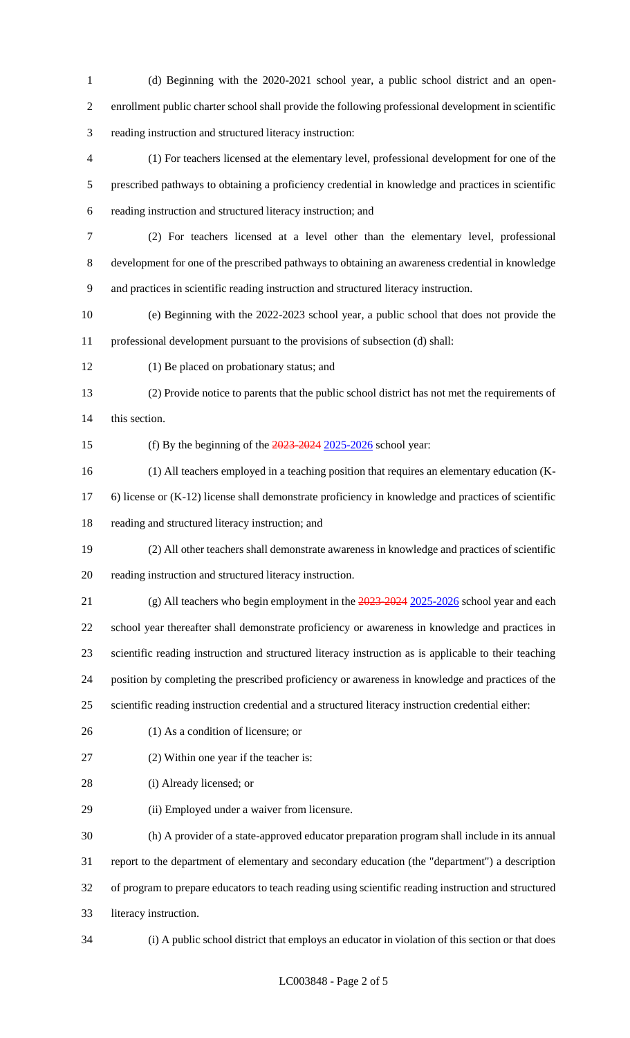(d) Beginning with the 2020-2021 school year, a public school district and an open-enrollment public charter school shall provide the following professional development in scientific reading instruction and structured literacy instruction:

(1) For teachers licensed at the elementary level, professional development for one of the prescribed pathways to obtaining a proficiency credential in knowledge and practices in scientific reading instruction and structured literacy instruction; and

(2) For teachers licensed at a level other than the elementary level, professional development for one of the prescribed pathways to obtaining an awareness credential in knowledge and practices in scientific reading instruction and structured literacy instruction.

(e) Beginning with the 2022-2023 school year, a public school that does not provide the professional development pursuant to the provisions of subsection (d) shall:

(1) Be placed on probationary status; and

(2) Provide notice to parents that the public school district has not met the requirements of this section.

(f) By the beginning of the ~~2023-2024~~ 2025-2026 school year:

(1) All teachers employed in a teaching position that requires an elementary education (K-6) license or (K-12) license shall demonstrate proficiency in knowledge and practices of scientific reading and structured literacy instruction; and

(2) All other teachers shall demonstrate awareness in knowledge and practices of scientific reading instruction and structured literacy instruction.

(g) All teachers who begin employment in the ~~2023-2024~~ 2025-2026 school year and each school year thereafter shall demonstrate proficiency or awareness in knowledge and practices in scientific reading instruction and structured literacy instruction as is applicable to their teaching position by completing the prescribed proficiency or awareness in knowledge and practices of the scientific reading instruction credential and a structured literacy instruction credential either:

(1) As a condition of licensure; or

(2) Within one year if the teacher is:

(i) Already licensed; or

(ii) Employed under a waiver from licensure.

(h) A provider of a state-approved educator preparation program shall include in its annual report to the department of elementary and secondary education (the "department") a description of program to prepare educators to teach reading using scientific reading instruction and structured literacy instruction.

(i) A public school district that employs an educator in violation of this section or that does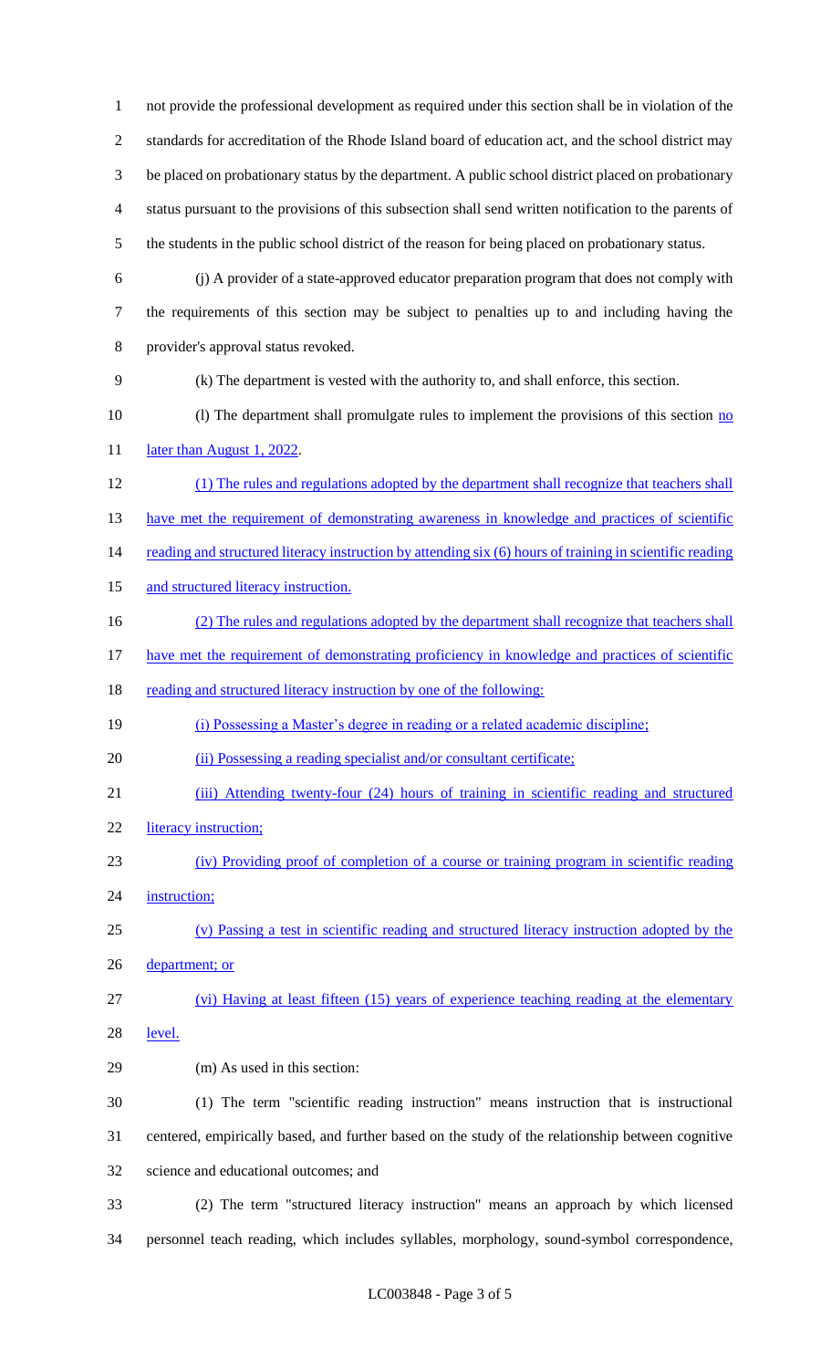not provide the professional development as required under this section shall be in violation of the standards for accreditation of the Rhode Island board of education act, and the school district may be placed on probationary status by the department. A public school district placed on probationary status pursuant to the provisions of this subsection shall send written notification to the parents of the students in the public school district of the reason for being placed on probationary status.

(j) A provider of a state-approved educator preparation program that does not comply with the requirements of this section may be subject to penalties up to and including having the provider's approval status revoked.

(k) The department is vested with the authority to, and shall enforce, this section.

(l) The department shall promulgate rules to implement the provisions of this section no later than August 1, 2022.

(1) The rules and regulations adopted by the department shall recognize that teachers shall have met the requirement of demonstrating awareness in knowledge and practices of scientific reading and structured literacy instruction by attending six (6) hours of training in scientific reading and structured literacy instruction.

(2) The rules and regulations adopted by the department shall recognize that teachers shall have met the requirement of demonstrating proficiency in knowledge and practices of scientific reading and structured literacy instruction by one of the following:

(i) Possessing a Master's degree in reading or a related academic discipline;

(ii) Possessing a reading specialist and/or consultant certificate;

(iii) Attending twenty-four (24) hours of training in scientific reading and structured literacy instruction;

(iv) Providing proof of completion of a course or training program in scientific reading instruction;

(v) Passing a test in scientific reading and structured literacy instruction adopted by the department; or

(vi) Having at least fifteen (15) years of experience teaching reading at the elementary level.

(m) As used in this section:

(1) The term "scientific reading instruction" means instruction that is instructional centered, empirically based, and further based on the study of the relationship between cognitive science and educational outcomes; and

(2) The term "structured literacy instruction" means an approach by which licensed personnel teach reading, which includes syllables, morphology, sound-symbol correspondence,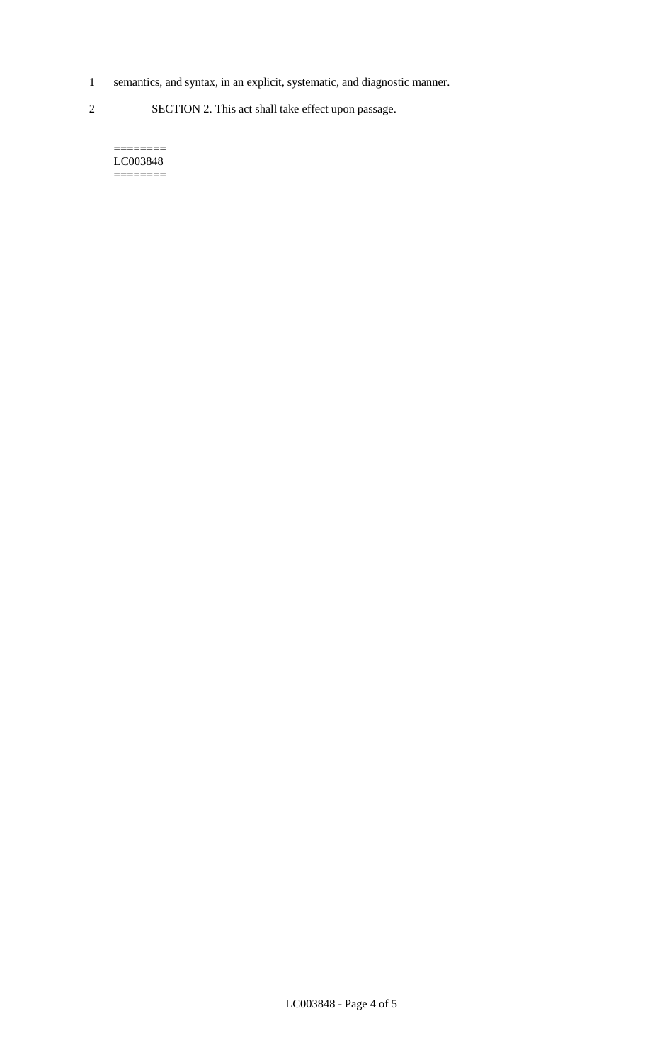semantics, and syntax, in an explicit, systematic, and diagnostic manner.

SECTION 2. This act shall take effect upon passage.

========
LC003848
========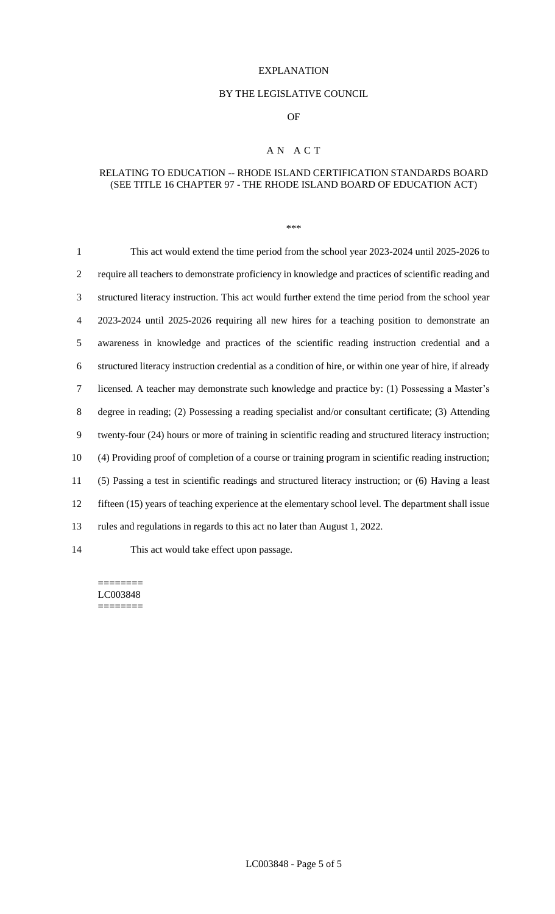EXPLANATION

BY THE LEGISLATIVE COUNCIL

OF

# A N A C T

RELATING TO EDUCATION -- RHODE ISLAND CERTIFICATION STANDARDS BOARD (SEE TITLE 16 CHAPTER 97 - THE RHODE ISLAND BOARD OF EDUCATION ACT)

\*\*\*

This act would extend the time period from the school year 2023-2024 until 2025-2026 to require all teachers to demonstrate proficiency in knowledge and practices of scientific reading and structured literacy instruction. This act would further extend the time period from the school year 2023-2024 until 2025-2026 requiring all new hires for a teaching position to demonstrate an awareness in knowledge and practices of the scientific reading instruction credential and a structured literacy instruction credential as a condition of hire, or within one year of hire, if already licensed. A teacher may demonstrate such knowledge and practice by: (1) Possessing a Master's degree in reading; (2) Possessing a reading specialist and/or consultant certificate; (3) Attending twenty-four (24) hours or more of training in scientific reading and structured literacy instruction; (4) Providing proof of completion of a course or training program in scientific reading instruction; (5) Passing a test in scientific readings and structured literacy instruction; or (6) Having a least fifteen (15) years of teaching experience at the elementary school level. The department shall issue rules and regulations in regards to this act no later than August 1, 2022.

This act would take effect upon passage.

========
LC003848
========